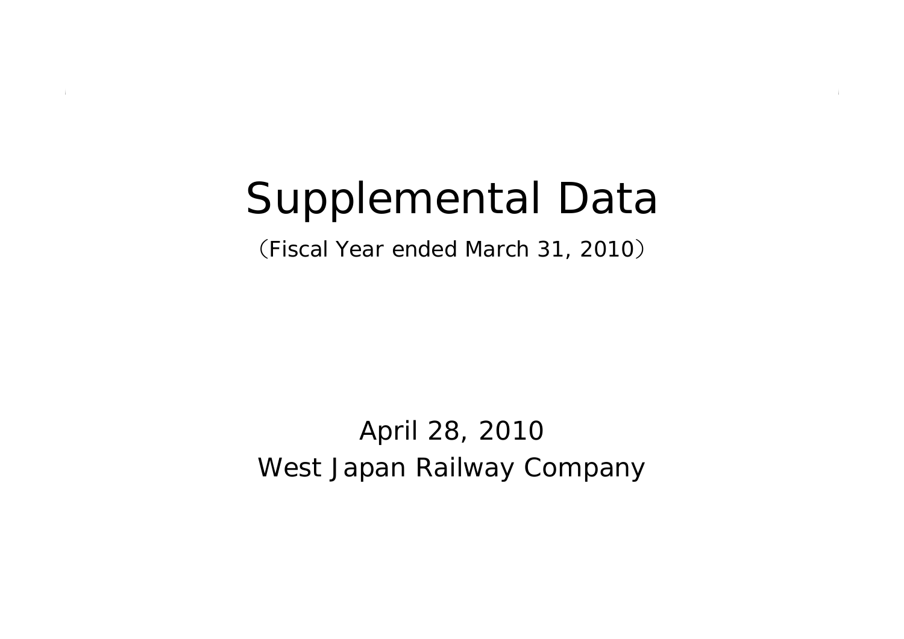# Supplemental Data

（Fiscal Year ended March 31, 2010）

April 28, 2010

West Japan Railway Company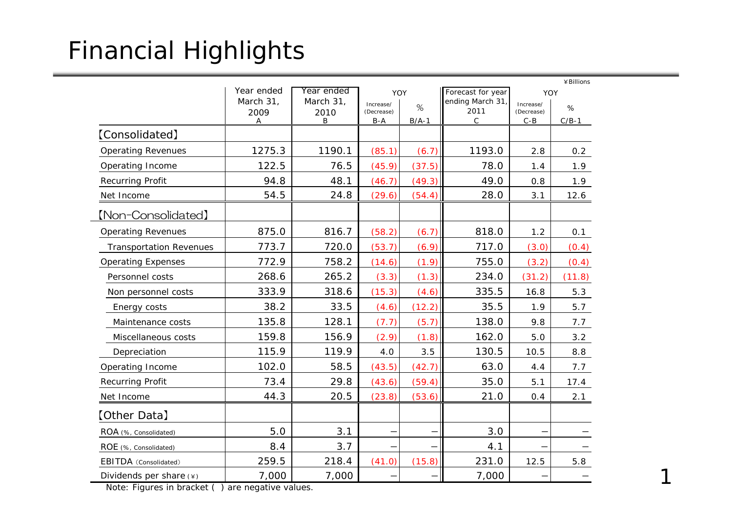# Financial Highlights

¥Billions

| | Year ended March 31, 2009 A | Year ended March 31, 2010 B | YOY | | Forecast for year ending March 31, 2011 C | YOY | |
|---|---|---|---|---|---|---|---|
| | | | Increase/(Decrease) B-A | % B/A-1 | | Increase/(Decrease) C-B | % C/B-1 |
| 【Consolidated】 | | | | | | | |
| Operating Revenues | 1275.3 | 1190.1 | (85.1) | (6.7) | 1193.0 | 2.8 | 0.2 |
| Operating Income | 122.5 | 76.5 | (45.9) | (37.5) | 78.0 | 1.4 | 1.9 |
| Recurring Profit | 94.8 | 48.1 | (46.7) | (49.3) | 49.0 | 0.8 | 1.9 |
| Net Income | 54.5 | 24.8 | (29.6) | (54.4) | 28.0 | 3.1 | 12.6 |
| 【Non-Consolidated】 | | | | | | | |
| Operating Revenues | 875.0 | 816.7 | (58.2) | (6.7) | 818.0 | 1.2 | 0.1 |
| Transportation Revenues | 773.7 | 720.0 | (53.7) | (6.9) | 717.0 | (3.0) | (0.4) |
| Operating Expenses | 772.9 | 758.2 | (14.6) | (1.9) | 755.0 | (3.2) | (0.4) |
| Personnel costs | 268.6 | 265.2 | (3.3) | (1.3) | 234.0 | (31.2) | (11.8) |
| Non personnel costs | 333.9 | 318.6 | (15.3) | (4.6) | 335.5 | 16.8 | 5.3 |
| Energy costs | 38.2 | 33.5 | (4.6) | (12.2) | 35.5 | 1.9 | 5.7 |
| Maintenance costs | 135.8 | 128.1 | (7.7) | (5.7) | 138.0 | 9.8 | 7.7 |
| Miscellaneous costs | 159.8 | 156.9 | (2.9) | (1.8) | 162.0 | 5.0 | 3.2 |
| Depreciation | 115.9 | 119.9 | 4.0 | 3.5 | 130.5 | 10.5 | 8.8 |
| Operating Income | 102.0 | 58.5 | (43.5) | (42.7) | 63.0 | 4.4 | 7.7 |
| Recurring Profit | 73.4 | 29.8 | (43.6) | (59.4) | 35.0 | 5.1 | 17.4 |
| Net Income | 44.3 | 20.5 | (23.8) | (53.6) | 21.0 | 0.4 | 2.1 |
| 【Other Data】 | | | | | | | |
| ROA (%, Consolidated) | 5.0 | 3.1 | – | – | 3.0 | – | – |
| ROE (%, Consolidated) | 8.4 | 3.7 | – | – | 4.1 | – | – |
| EBITDA (Consolidated) | 259.5 | 218.4 | (41.0) | (15.8) | 231.0 | 12.5 | 5.8 |
| Dividends per share (¥) | 7,000 | 7,000 | – | – | 7,000 | – | – |

Note: Figures in bracket ( ) are negative values.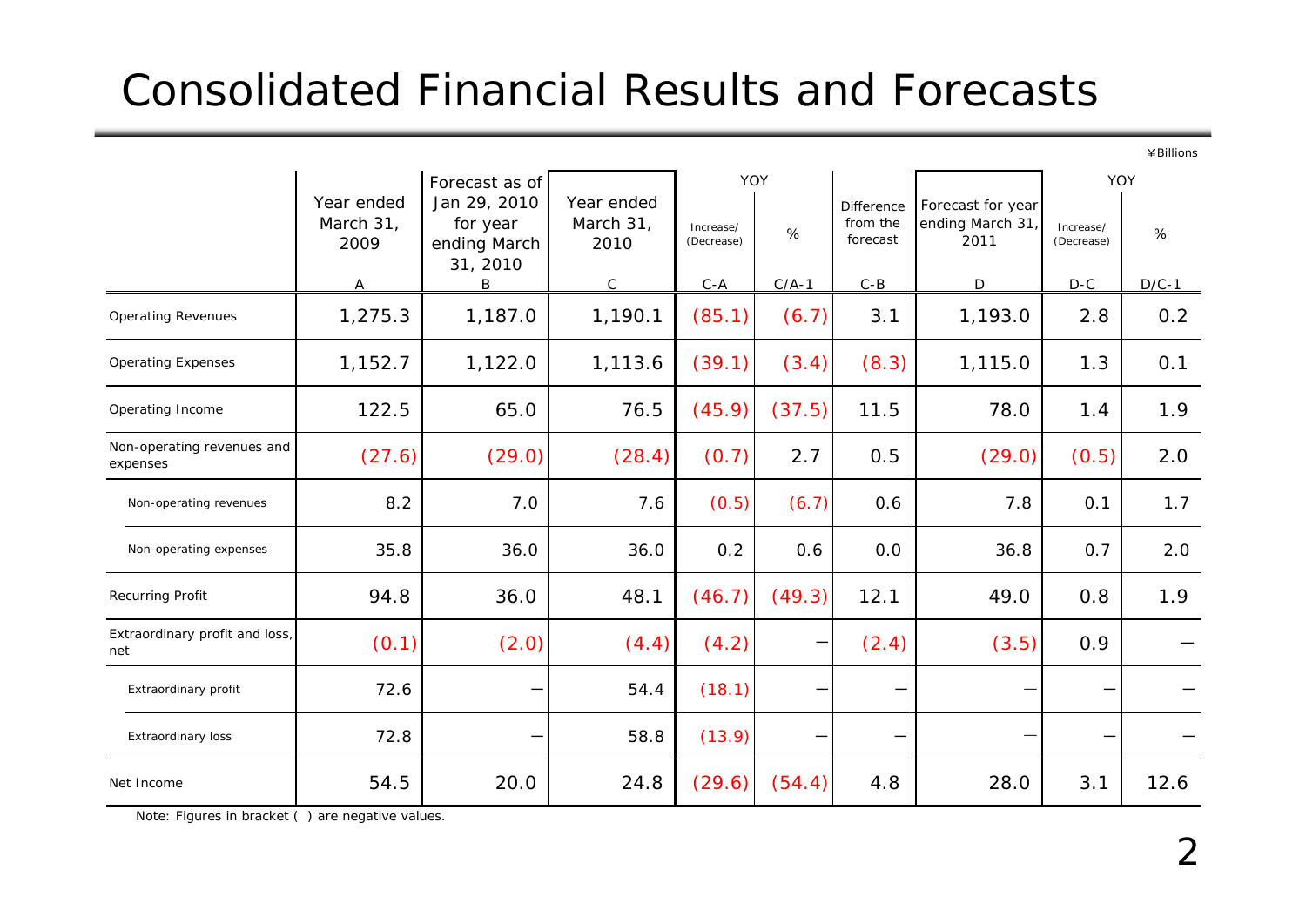# Consolidated Financial Results and Forecasts

¥Billions

| | Year ended March 31, 2009 | Forecast as of Jan 29, 2010 for year ending March 31, 2010 | Year ended March 31, 2010 | YOY | | Difference from the forecast | Forecast for year ending March 31, 2011 | YOY | |
|---|---|---|---|---|---|---|---|---|---|
| | | | | Increase/ (Decrease) | % | | | Increase/ (Decrease) | % |
| | A | B | C | C-A | C/A-1 | C-B | D | D-C | D/C-1 |
| Operating Revenues | 1,275.3 | 1,187.0 | 1,190.1 | (85.1) | (6.7) | 3.1 | 1,193.0 | 2.8 | 0.2 |
| Operating Expenses | 1,152.7 | 1,122.0 | 1,113.6 | (39.1) | (3.4) | (8.3) | 1,115.0 | 1.3 | 0.1 |
| Operating Income | 122.5 | 65.0 | 76.5 | (45.9) | (37.5) | 11.5 | 78.0 | 1.4 | 1.9 |
| Non-operating revenues and expenses | (27.6) | (29.0) | (28.4) | (0.7) | 2.7 | 0.5 | (29.0) | (0.5) | 2.0 |
| Non-operating revenues | 8.2 | 7.0 | 7.6 | (0.5) | (6.7) | 0.6 | 7.8 | 0.1 | 1.7 |
| Non-operating expenses | 35.8 | 36.0 | 36.0 | 0.2 | 0.6 | 0.0 | 36.8 | 0.7 | 2.0 |
| Recurring Profit | 94.8 | 36.0 | 48.1 | (46.7) | (49.3) | 12.1 | 49.0 | 0.8 | 1.9 |
| Extraordinary profit and loss, net | (0.1) | (2.0) | (4.4) | (4.2) | ― | (2.4) | (3.5) | 0.9 | ― |
| Extraordinary profit | 72.6 | ― | 54.4 | (18.1) | ― | ― | ― | ― | ― |
| Extraordinary loss | 72.8 | ― | 58.8 | (13.9) | ― | ― | ― | ― | ― |
| Net Income | 54.5 | 20.0 | 24.8 | (29.6) | (54.4) | 4.8 | 28.0 | 3.1 | 12.6 |

Note: Figures in bracket ( ) are negative values.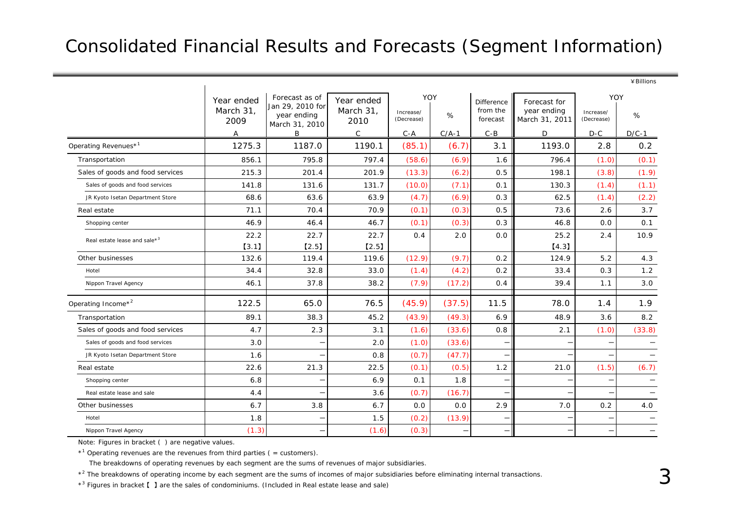# Consolidated Financial Results and Forecasts (Segment Information)

¥Billions

| | Year ended March 31, 2009 | Forecast as of Jan 29, 2010 for year ending March 31, 2010 | Year ended March 31, 2010 | YOY | | Difference from the forecast | Forecast for year ending March 31, 2011 | YOY | |
|---|---|---|---|---|---|---|---|---|---|
| | | | | Increase/ (Decrease) | % | | | Increase/ (Decrease) | % |
| | A | B | C | C-A | C/A-1 | C-B | D | D-C | D/C-1 |
| Operating Revenues*[1] | 1275.3 | 1187.0 | 1190.1 | (85.1) | (6.7) | 3.1 | 1193.0 | 2.8 | 0.2 |
| Transportation | 856.1 | 795.8 | 797.4 | (58.6) | (6.9) | 1.6 | 796.4 | (1.0) | (0.1) |
| Sales of goods and food services | 215.3 | 201.4 | 201.9 | (13.3) | (6.2) | 0.5 | 198.1 | (3.8) | (1.9) |
| Sales of goods and food services | 141.8 | 131.6 | 131.7 | (10.0) | (7.1) | 0.1 | 130.3 | (1.4) | (1.1) |
| JR Kyoto Isetan Department Store | 68.6 | 63.6 | 63.9 | (4.7) | (6.9) | 0.3 | 62.5 | (1.4) | (2.2) |
| Real estate | 71.1 | 70.4 | 70.9 | (0.1) | (0.3) | 0.5 | 73.6 | 2.6 | 3.7 |
| Shopping center | 46.9 | 46.4 | 46.7 | (0.1) | (0.3) | 0.3 | 46.8 | 0.0 | 0.1 |
| Real estate lease and sale*[3] | 22.2 【3.1】 | 22.7 【2.5】 | 22.7 【2.5】 | 0.4 | 2.0 | 0.0 | 25.2 【4.3】 | 2.4 | 10.9 |
| Other businesses | 132.6 | 119.4 | 119.6 | (12.9) | (9.7) | 0.2 | 124.9 | 5.2 | 4.3 |
| Hotel | 34.4 | 32.8 | 33.0 | (1.4) | (4.2) | 0.2 | 33.4 | 0.3 | 1.2 |
| Nippon Travel Agency | 46.1 | 37.8 | 38.2 | (7.9) | (17.2) | 0.4 | 39.4 | 1.1 | 3.0 |
| Operating Income*[2] | 122.5 | 65.0 | 76.5 | (45.9) | (37.5) | 11.5 | 78.0 | 1.4 | 1.9 |
| Transportation | 89.1 | 38.3 | 45.2 | (43.9) | (49.3) | 6.9 | 48.9 | 3.6 | 8.2 |
| Sales of goods and food services | 4.7 | 2.3 | 3.1 | (1.6) | (33.6) | 0.8 | 2.1 | (1.0) | (33.8) |
| Sales of goods and food services | 3.0 | — | 2.0 | (1.0) | (33.6) | — | — | — | — |
| JR Kyoto Isetan Department Store | 1.6 | — | 0.8 | (0.7) | (47.7) | — | — | — | — |
| Real estate | 22.6 | 21.3 | 22.5 | (0.1) | (0.5) | 1.2 | 21.0 | (1.5) | (6.7) |
| Shopping center | 6.8 | — | 6.9 | 0.1 | 1.8 | — | — | — | — |
| Real estate lease and sale | 4.4 | — | 3.6 | (0.7) | (16.7) | — | — | — | — |
| Other businesses | 6.7 | 3.8 | 6.7 | 0.0 | 0.0 | 2.9 | 7.0 | 0.2 | 4.0 |
| Hotel | 1.8 | — | 1.5 | (0.2) | (13.9) | — | — | — | — |
| Nippon Travel Agency | (1.3) | — | (1.6) | (0.3) | — | — | — | — | — |

Note: Figures in bracket ( ) are negative values.

*[1] Operating revenues are the revenues from third parties ( = customers).

The breakdowns of operating revenues by each segment are the sums of revenues of major subsidiaries.

*[2] The breakdowns of operating income by each segment are the sums of incomes of major subsidiaries before eliminating internal transactions.

*[3] Figures in bracket 【 】 are the sales of condominiums. (Included in Real estate lease and sale)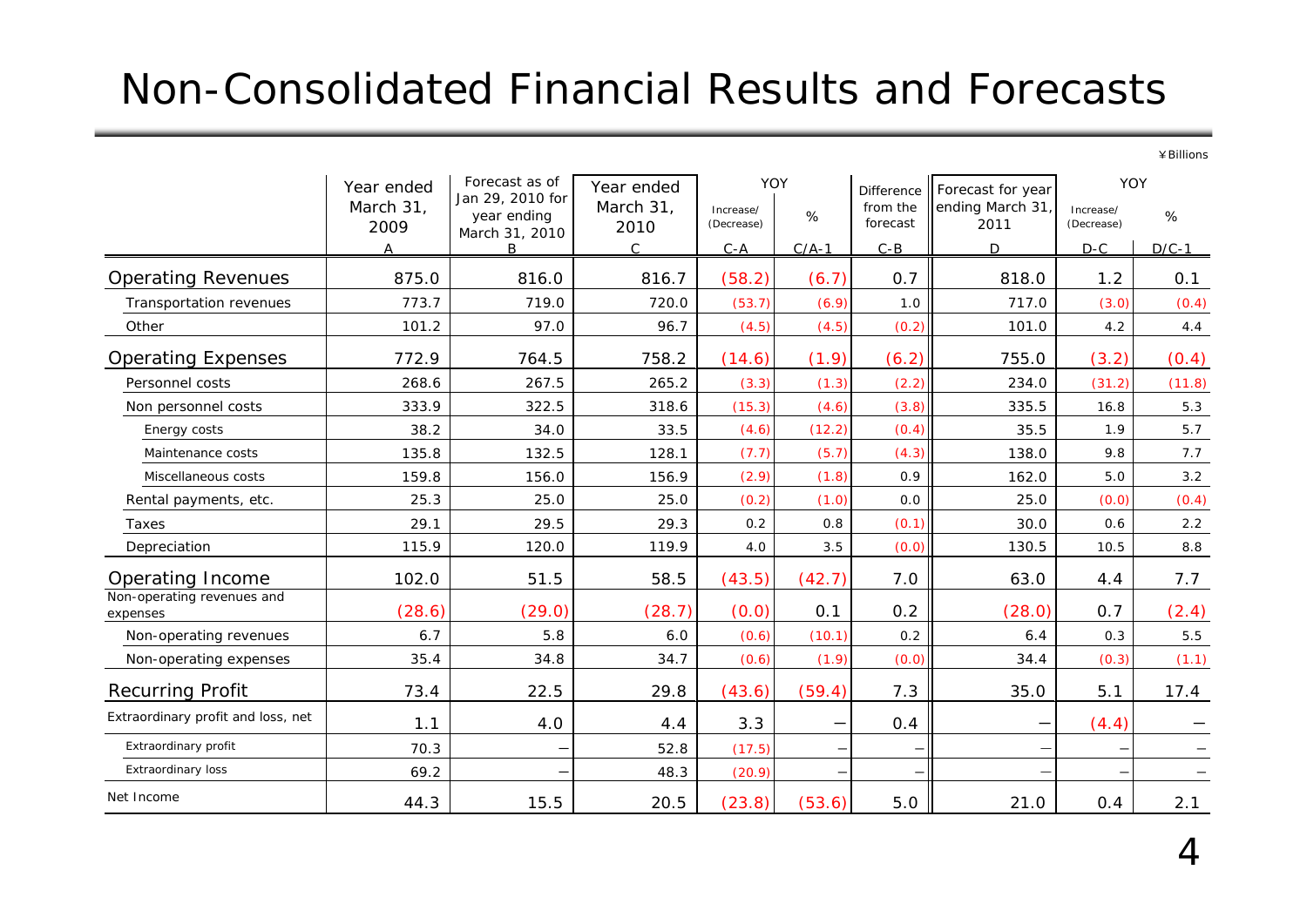# Non-Consolidated Financial Results and Forecasts

¥Billions

| | Year ended March 31, 2009 | Forecast as of Jan 29, 2010 for year ending March 31, 2010 | Year ended March 31, 2010 | YOY | | Difference from the forecast | Forecast for year ending March 31, 2011 | YOY | |
|---|---|---|---|---|---|---|---|---|---|
| | | | | Increase/ (Decrease) | % | | | Increase/ (Decrease) | % |
| | A | B | C | C-A | C/A-1 | C-B | D | D-C | D/C-1 |
| Operating Revenues | 875.0 | 816.0 | 816.7 | (58.2) | (6.7) | 0.7 | 818.0 | 1.2 | 0.1 |
| Transportation revenues | 773.7 | 719.0 | 720.0 | (53.7) | (6.9) | 1.0 | 717.0 | (3.0) | (0.4) |
| Other | 101.2 | 97.0 | 96.7 | (4.5) | (4.5) | (0.2) | 101.0 | 4.2 | 4.4 |
| Operating Expenses | 772.9 | 764.5 | 758.2 | (14.6) | (1.9) | (6.2) | 755.0 | (3.2) | (0.4) |
| Personnel costs | 268.6 | 267.5 | 265.2 | (3.3) | (1.3) | (2.2) | 234.0 | (31.2) | (11.8) |
| Non personnel costs | 333.9 | 322.5 | 318.6 | (15.3) | (4.6) | (3.8) | 335.5 | 16.8 | 5.3 |
| Energy costs | 38.2 | 34.0 | 33.5 | (4.6) | (12.2) | (0.4) | 35.5 | 1.9 | 5.7 |
| Maintenance costs | 135.8 | 132.5 | 128.1 | (7.7) | (5.7) | (4.3) | 138.0 | 9.8 | 7.7 |
| Miscellaneous costs | 159.8 | 156.0 | 156.9 | (2.9) | (1.8) | 0.9 | 162.0 | 5.0 | 3.2 |
| Rental payments, etc. | 25.3 | 25.0 | 25.0 | (0.2) | (1.0) | 0.0 | 25.0 | (0.0) | (0.4) |
| Taxes | 29.1 | 29.5 | 29.3 | 0.2 | 0.8 | (0.1) | 30.0 | 0.6 | 2.2 |
| Depreciation | 115.9 | 120.0 | 119.9 | 4.0 | 3.5 | (0.0) | 130.5 | 10.5 | 8.8 |
| Operating Income | 102.0 | 51.5 | 58.5 | (43.5) | (42.7) | 7.0 | 63.0 | 4.4 | 7.7 |
| Non-operating revenues and expenses | (28.6) | (29.0) | (28.7) | (0.0) | 0.1 | 0.2 | (28.0) | 0.7 | (2.4) |
| Non-operating revenues | 6.7 | 5.8 | 6.0 | (0.6) | (10.1) | 0.2 | 6.4 | 0.3 | 5.5 |
| Non-operating expenses | 35.4 | 34.8 | 34.7 | (0.6) | (1.9) | (0.0) | 34.4 | (0.3) | (1.1) |
| Recurring Profit | 73.4 | 22.5 | 29.8 | (43.6) | (59.4) | 7.3 | 35.0 | 5.1 | 17.4 |
| Extraordinary profit and loss, net | 1.1 | 4.0 | 4.4 | 3.3 | — | 0.4 | — | (4.4) | — |
| Extraordinary profit | 70.3 | — | 52.8 | (17.5) | — | — | — | — | — |
| Extraordinary loss | 69.2 | — | 48.3 | (20.9) | — | — | — | — | — |
| Net Income | 44.3 | 15.5 | 20.5 | (23.8) | (53.6) | 5.0 | 21.0 | 0.4 | 2.1 |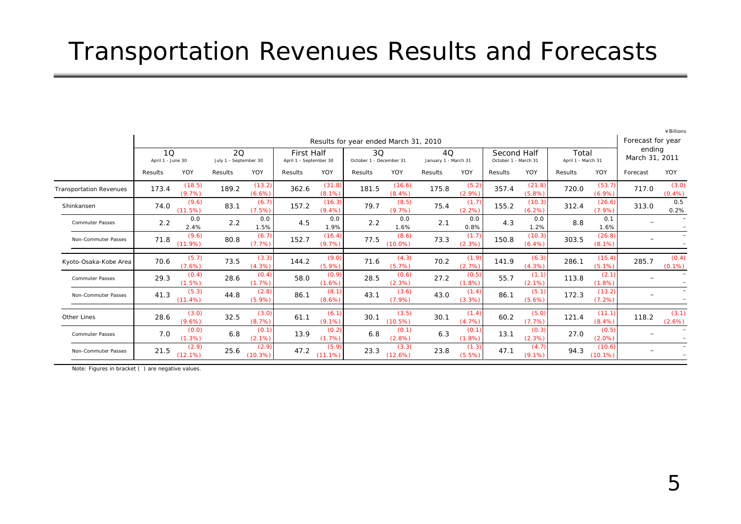# Transportation Revenues Results and Forecasts

¥Billions

| | Results for year ended March 31, 2010 | | | | | | | | | | | | | | Forecast for year ending March 31, 2011 | |
|---|---|---|---|---|---|---|---|---|---|---|---|---|---|---|---|---|
| | 1Q April 1 - June 30 | | 2Q July 1 - September 30 | | First Half April 1 - September 30 | | 3Q October 1 - December 31 | | 4Q January 1 - March 31 | | Second Half October 1 - March 31 | | Total April 1 - March 31 | | | |
| | Results | YOY | Results | YOY | Results | YOY | Results | YOY | Results | YOY | Results | YOY | Results | YOY | Forecast | YOY |
| Transportation Revenues | 173.4 | (18.5) (9.7%) | 189.2 | (13.2) (6.6%) | 362.6 | (31.8) (8.1%) | 181.5 | (16.6) (8.4%) | 175.8 | (5.2) (2.9%) | 357.4 | (21.8) (5.8%) | 720.0 | (53.7) (6.9%) | 717.0 | (3.0) (0.4%) |
| Shinkansen | 74.0 | (9.6) (11.5%) | 83.1 | (6.7) (7.5%) | 157.2 | (16.3) (9.4%) | 79.7 | (8.5) (9.7%) | 75.4 | (1.7) (2.2%) | 155.2 | (10.3) (6.2%) | 312.4 | (26.6) (7.9%) | 313.0 | 0.5 0.2% |
| Commuter Passes | 2.2 | 0.0 2.4% | 2.2 | 0.0 1.5% | 4.5 | 0.0 1.9% | 2.2 | 0.0 1.6% | 2.1 | 0.0 0.8% | 4.3 | 0.0 1.2% | 8.8 | 0.1 1.6% | – | – |
| Non-Commuter Passes | 71.8 | (9.6) (11.9%) | 80.8 | (6.7) (7.7%) | 152.7 | (16.4) (9.7%) | 77.5 | (8.6) (10.0%) | 73.3 | (1.7) (2.3%) | 150.8 | (10.3) (6.4%) | 303.5 | (26.8) (8.1%) | – | – |
| Kyoto-Osaka-Kobe Area | 70.6 | (5.7) (7.6%) | 73.5 | (3.3) (4.3%) | 144.2 | (9.0) (5.9%) | 71.6 | (4.3) (5.7%) | 70.2 | (1.9) (2.7%) | 141.9 | (6.3) (4.3%) | 286.1 | (15.4) (5.1%) | 285.7 | (0.4) (0.1%) |
| Commuter Passes | 29.3 | (0.4) (1.5%) | 28.6 | (0.4) (1.7%) | 58.0 | (0.9) (1.6%) | 28.5 | (0.6) (2.3%) | 27.2 | (0.5) (1.8%) | 55.7 | (1.1) (2.1%) | 113.8 | (2.1) (1.8%) | – | – |
| Non-Commuter Passes | 41.3 | (5.3) (11.4%) | 44.8 | (2.8) (5.9%) | 86.1 | (8.1) (8.6%) | 43.1 | (3.6) (7.9%) | 43.0 | (1.4) (3.3%) | 86.1 | (5.1) (5.6%) | 172.3 | (13.2) (7.2%) | – | – |
| Other Lines | 28.6 | (3.0) (9.6%) | 32.5 | (3.0) (8.7%) | 61.1 | (6.1) (9.1%) | 30.1 | (3.5) (10.5%) | 30.1 | (1.4) (4.7%) | 60.2 | (5.0) (7.7%) | 121.4 | (11.1) (8.4%) | 118.2 | (3.1) (2.6%) |
| Commuter Passes | 7.0 | (0.0) (1.3%) | 6.8 | (0.1) (2.1%) | 13.9 | (0.2) (1.7%) | 6.8 | (0.1) (2.8%) | 6.3 | (0.1) (1.8%) | 13.1 | (0.3) (2.3%) | 27.0 | (0.5) (2.0%) | – | – |
| Non-Commuter Passes | 21.5 | (2.9) (12.1%) | 25.6 | (2.9) (10.3%) | 47.2 | (5.9) (11.1%) | 23.3 | (3.3) (12.6%) | 23.8 | (1.3) (5.5%) | 47.1 | (4.7) (9.1%) | 94.3 | (10.6) (10.1%) | – | – |

Note: Figures in bracket ( ) are negative values.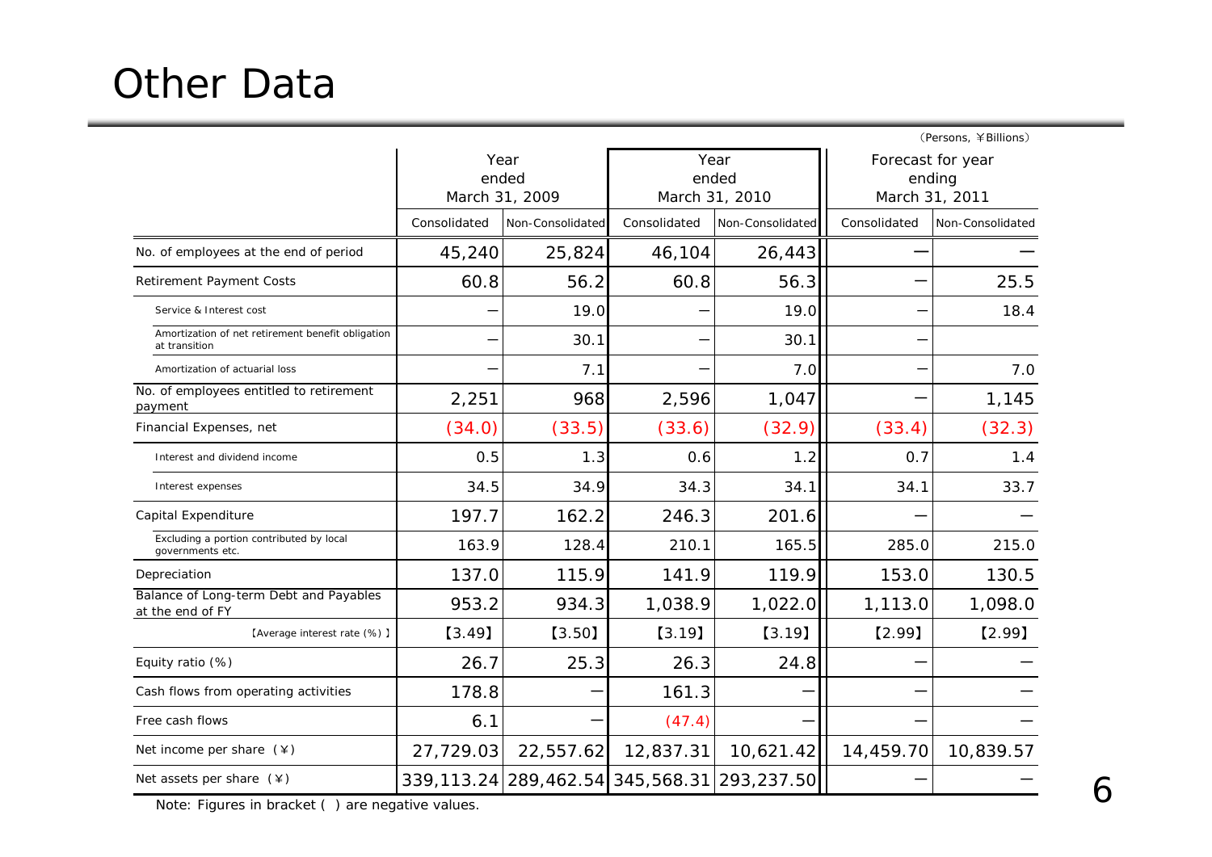# Other Data

(Persons, ￥Billions)

| | Year ended March 31, 2009 | | Year ended March 31, 2010 | | Forecast for year ending March 31, 2011 | |
|---|---|---|---|---|---|---|
| | Consolidated | Non-Consolidated | Consolidated | Non-Consolidated | Consolidated | Non-Consolidated |
| No. of employees at the end of period | 45,240 | 25,824 | 46,104 | 26,443 | ― | ― |
| Retirement Payment Costs | 60.8 | 56.2 | 60.8 | 56.3 | ― | 25.5 |
| Service & Interest cost | ― | 19.0 | ― | 19.0 | ― | 18.4 |
| Amortization of net retirement benefit obligation at transition | ― | 30.1 | ― | 30.1 | ― | |
| Amortization of actuarial loss | ― | 7.1 | ― | 7.0 | ― | 7.0 |
| No. of employees entitled to retirement payment | 2,251 | 968 | 2,596 | 1,047 | ― | 1,145 |
| Financial Expenses, net | (34.0) | (33.5) | (33.6) | (32.9) | (33.4) | (32.3) |
| Interest and dividend income | 0.5 | 1.3 | 0.6 | 1.2 | 0.7 | 1.4 |
| Interest expenses | 34.5 | 34.9 | 34.3 | 34.1 | 34.1 | 33.7 |
| Capital Expenditure | 197.7 | 162.2 | 246.3 | 201.6 | ― | ― |
| Excluding a portion contributed by local governments etc. | 163.9 | 128.4 | 210.1 | 165.5 | 285.0 | 215.0 |
| Depreciation | 137.0 | 115.9 | 141.9 | 119.9 | 153.0 | 130.5 |
| Balance of Long-term Debt and Payables at the end of FY | 953.2 | 934.3 | 1,038.9 | 1,022.0 | 1,113.0 | 1,098.0 |
| 【Average interest rate (%) 】 | 【3.49】 | 【3.50】 | 【3.19】 | 【3.19】 | 【2.99】 | 【2.99】 |
| Equity ratio (%) | 26.7 | 25.3 | 26.3 | 24.8 | ― | ― |
| Cash flows from operating activities | 178.8 | ― | 161.3 | ― | ― | ― |
| Free cash flows | 6.1 | ― | (47.4) | ― | ― | ― |
| Net income per share (¥) | 27,729.03 | 22,557.62 | 12,837.31 | 10,621.42 | 14,459.70 | 10,839.57 |
| Net assets per share (¥) | 339,113.24 | 289,462.54 | 345,568.31 | 293,237.50 | ― | ― |

Note: Figures in bracket ( ) are negative values.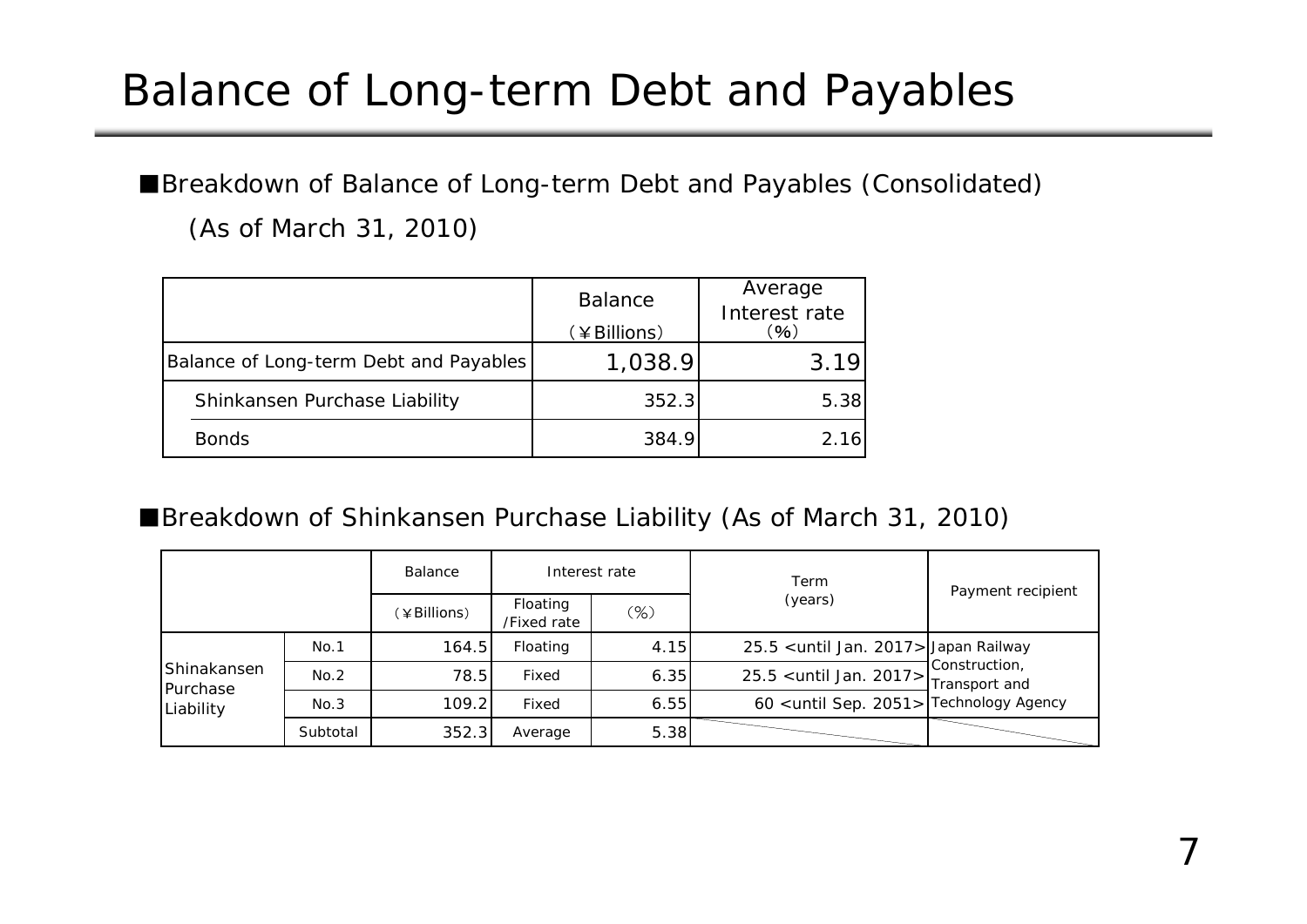# Balance of Long-term Debt and Payables

■Breakdown of Balance of Long-term Debt and Payables (Consolidated)

(As of March 31, 2010)

| | Balance (¥Billions) | Average Interest rate (%) |
|---|---|---|
| Balance of Long-term Debt and Payables | 1,038.9 | 3.19 |
| Shinkansen Purchase Liability | 352.3 | 5.38 |
| Bonds | 384.9 | 2.16 |

■Breakdown of Shinkansen Purchase Liability (As of March 31, 2010)

| | | Balance | Interest rate | | Term (years) | Payment recipient |
|---|---|---|---|---|---|---|
| | | (¥Billions) | Floating /Fixed rate | (%) | | |
| Shinakansen Purchase Liability | No.1 | 164.5 | Floating | 4.15 | 25.5 <until Jan. 2017> | Japan Railway Construction, Transport and Technology Agency |
| | No.2 | 78.5 | Fixed | 6.35 | 25.5 <until Jan. 2017> | |
| | No.3 | 109.2 | Fixed | 6.55 | 60 <until Sep. 2051> | |
| | Subtotal | 352.3 | Average | 5.38 | | |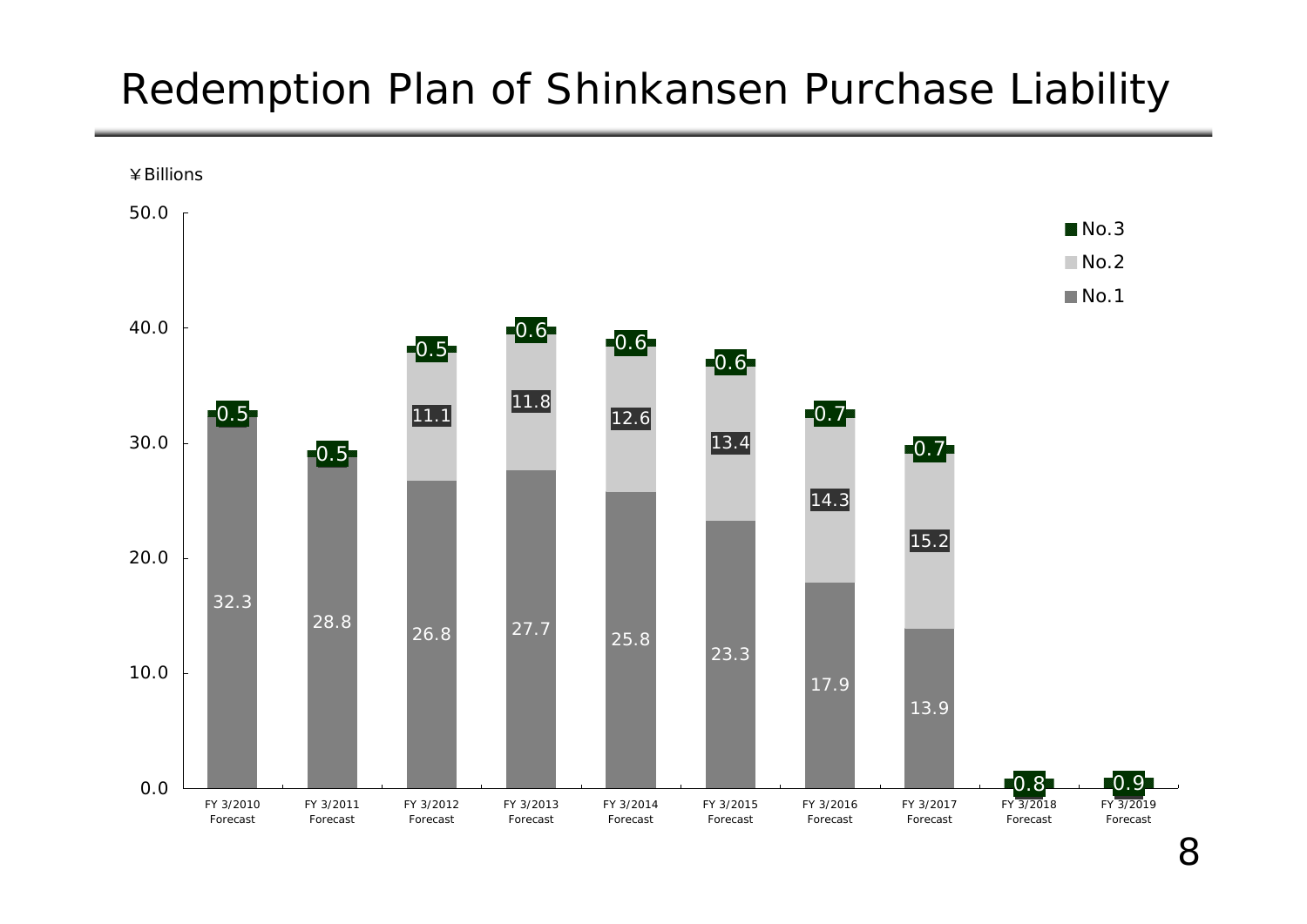# Redemption Plan of Shinkansen Purchase Liability

¥Billions

| | FY 3/2010 Forecast | FY 3/2011 Forecast | FY 3/2012 Forecast | FY 3/2013 Forecast | FY 3/2014 Forecast | FY 3/2015 Forecast | FY 3/2016 Forecast | FY 3/2017 Forecast | FY 3/2018 Forecast | FY 3/2019 Forecast |
|---|---|---|---|---|---|---|---|---|---|---|
| No.3 | 0.5 | 0.5 | 0.5 | 0.6 | 0.6 | 0.6 | 0.7 | 0.7 | 0.8 | 0.9 |
| No.2 | | | 11.1 | 11.8 | 12.6 | 13.4 | 14.3 | 15.2 | | |
| No.1 | 32.3 | 28.8 | 26.8 | 27.7 | 25.8 | 23.3 | 17.9 | 13.9 | | |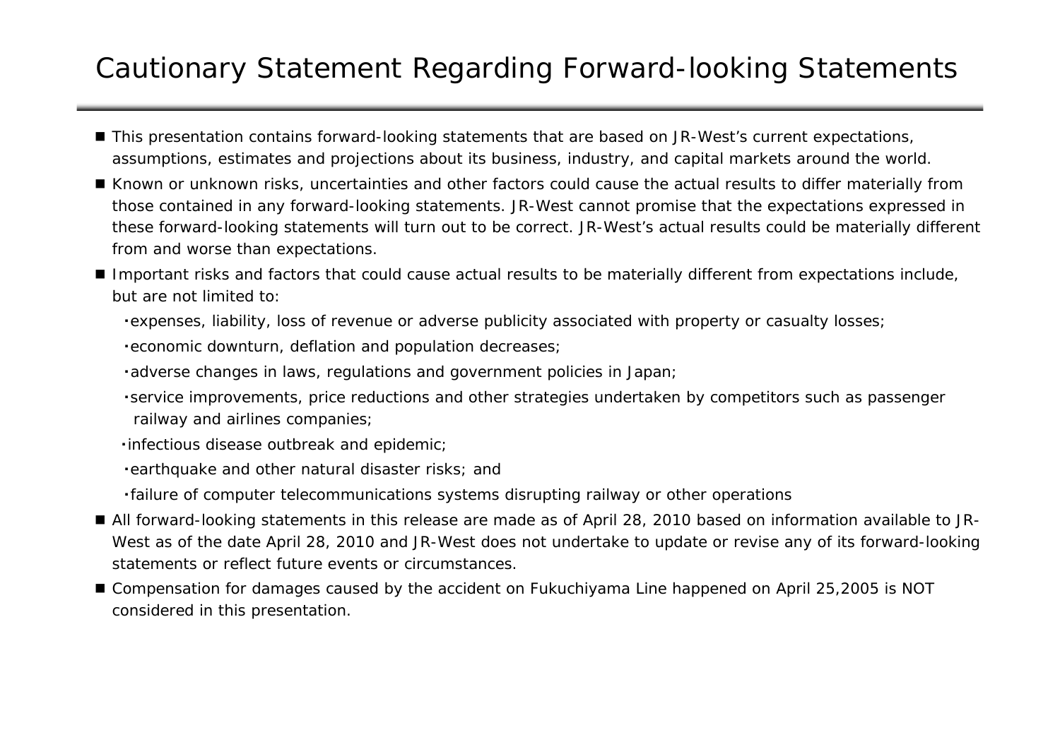# Cautionary Statement Regarding Forward-looking Statements

- This presentation contains forward-looking statements that are based on JR-West's current expectations, assumptions, estimates and projections about its business, industry, and capital markets around the world.
- Known or unknown risks, uncertainties and other factors could cause the actual results to differ materially from those contained in any forward-looking statements. JR-West cannot promise that the expectations expressed in these forward-looking statements will turn out to be correct. JR-West's actual results could be materially different from and worse than expectations.
- Important risks and factors that could cause actual results to be materially different from expectations include, but are not limited to:
  - ･expenses, liability, loss of revenue or adverse publicity associated with property or casualty losses;
  - ･economic downturn, deflation and population decreases;
  - ･adverse changes in laws, regulations and government policies in Japan;
  - ･service improvements, price reductions and other strategies undertaken by competitors such as passenger railway and airlines companies;
  - ･infectious disease outbreak and epidemic;
  - ･earthquake and other natural disaster risks; and
  - ･failure of computer telecommunications systems disrupting railway or other operations
- All forward-looking statements in this release are made as of April 28, 2010 based on information available to JR-West as of the date April 28, 2010 and JR-West does not undertake to update or revise any of its forward-looking statements or reflect future events or circumstances.
- Compensation for damages caused by the accident on Fukuchiyama Line happened on April 25,2005 is NOT considered in this presentation.